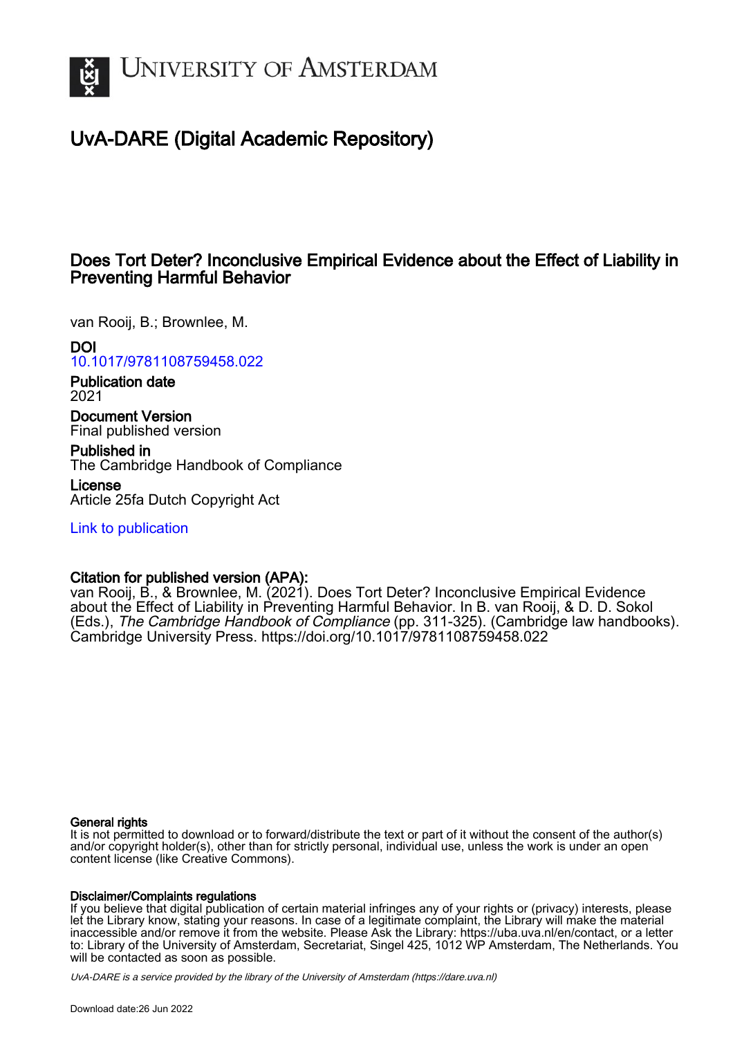# University of Amsterdam

## UvA-DARE (Digital Academic Repository)

### Does Tort Deter? Inconclusive Empirical Evidence about the Effect of Liability in Preventing Harmful Behavior

van Rooij, B.; Brownlee, M.

**DOI**
10.1017/9781108759458.022

**Publication date**
2021

**Document Version**
Final published version

**Published in**
The Cambridge Handbook of Compliance

**License**
Article 25fa Dutch Copyright Act

Link to publication

**Citation for published version (APA):**
van Rooij, B., & Brownlee, M. (2021). Does Tort Deter? Inconclusive Empirical Evidence about the Effect of Liability in Preventing Harmful Behavior. In B. van Rooij, & D. D. Sokol (Eds.), *The Cambridge Handbook of Compliance* (pp. 311-325). (Cambridge law handbooks). Cambridge University Press. https://doi.org/10.1017/9781108759458.022

**General rights**
It is not permitted to download or to forward/distribute the text or part of it without the consent of the author(s) and/or copyright holder(s), other than for strictly personal, individual use, unless the work is under an open content license (like Creative Commons).

**Disclaimer/Complaints regulations**
If you believe that digital publication of certain material infringes any of your rights or (privacy) interests, please let the Library know, stating your reasons. In case of a legitimate complaint, the Library will make the material inaccessible and/or remove it from the website. Please Ask the Library: https://uba.uva.nl/en/contact, or a letter to: Library of the University of Amsterdam, Secretariat, Singel 425, 1012 WP Amsterdam, The Netherlands. You will be contacted as soon as possible.

*UvA-DARE is a service provided by the library of the University of Amsterdam (https://dare.uva.nl)*

Download date:26 Jun 2022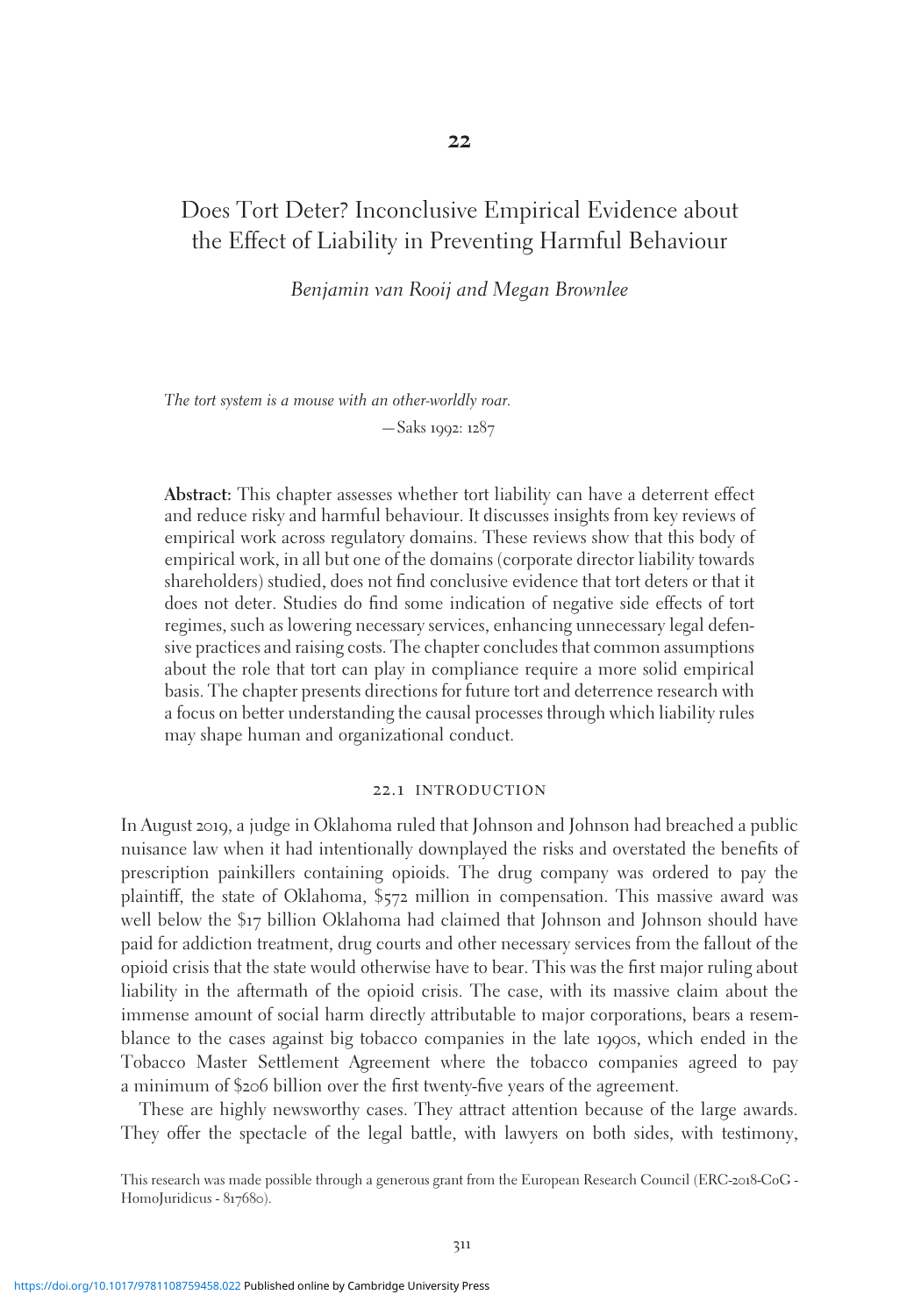# 22

# Does Tort Deter? Inconclusive Empirical Evidence about the Effect of Liability in Preventing Harmful Behaviour

*Benjamin van Rooij and Megan Brownlee*

*The tort system is a mouse with an other-worldly roar.*

—Saks 1992: 1287

**Abstract:** This chapter assesses whether tort liability can have a deterrent effect and reduce risky and harmful behaviour. It discusses insights from key reviews of empirical work across regulatory domains. These reviews show that this body of empirical work, in all but one of the domains (corporate director liability towards shareholders) studied, does not find conclusive evidence that tort deters or that it does not deter. Studies do find some indication of negative side effects of tort regimes, such as lowering necessary services, enhancing unnecessary legal defensive practices and raising costs. The chapter concludes that common assumptions about the role that tort can play in compliance require a more solid empirical basis. The chapter presents directions for future tort and deterrence research with a focus on better understanding the causal processes through which liability rules may shape human and organizational conduct.

## 22.1 INTRODUCTION

In August 2019, a judge in Oklahoma ruled that Johnson and Johnson had breached a public nuisance law when it had intentionally downplayed the risks and overstated the benefits of prescription painkillers containing opioids. The drug company was ordered to pay the plaintiff, the state of Oklahoma, $572 million in compensation. This massive award was well below the $17 billion Oklahoma had claimed that Johnson and Johnson should have paid for addiction treatment, drug courts and other necessary services from the fallout of the opioid crisis that the state would otherwise have to bear. This was the first major ruling about liability in the aftermath of the opioid crisis. The case, with its massive claim about the immense amount of social harm directly attributable to major corporations, bears a resemblance to the cases against big tobacco companies in the late 1990s, which ended in the Tobacco Master Settlement Agreement where the tobacco companies agreed to pay a minimum of $206 billion over the first twenty-five years of the agreement.

These are highly newsworthy cases. They attract attention because of the large awards. They offer the spectacle of the legal battle, with lawyers on both sides, with testimony,

This research was made possible through a generous grant from the European Research Council (ERC-2018-CoG - HomoJuridicus - 817680).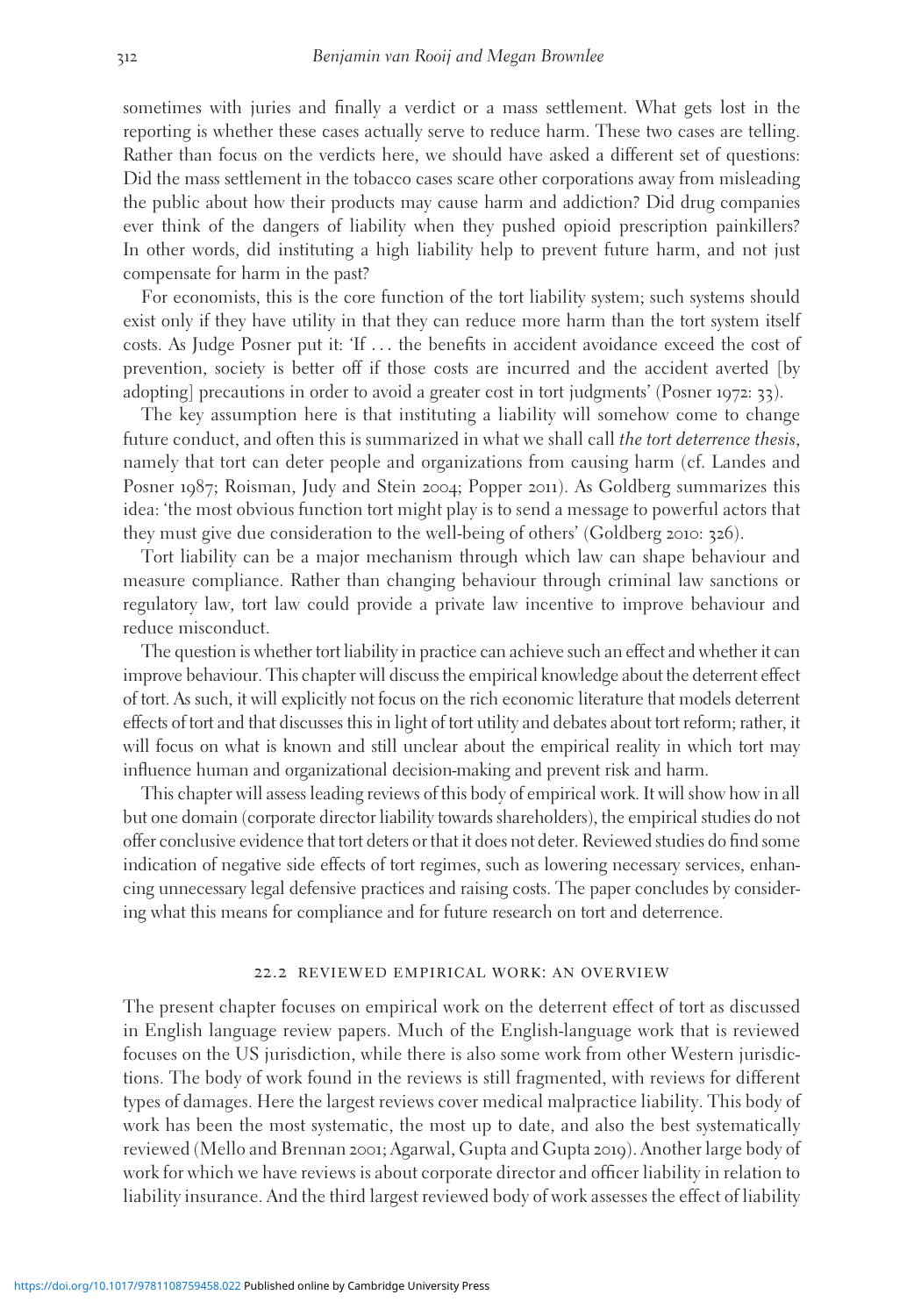sometimes with juries and finally a verdict or a mass settlement. What gets lost in the reporting is whether these cases actually serve to reduce harm. These two cases are telling. Rather than focus on the verdicts here, we should have asked a different set of questions: Did the mass settlement in the tobacco cases scare other corporations away from misleading the public about how their products may cause harm and addiction? Did drug companies ever think of the dangers of liability when they pushed opioid prescription painkillers? In other words, did instituting a high liability help to prevent future harm, and not just compensate for harm in the past?

For economists, this is the core function of the tort liability system; such systems should exist only if they have utility in that they can reduce more harm than the tort system itself costs. As Judge Posner put it: 'If . . . the benefits in accident avoidance exceed the cost of prevention, society is better off if those costs are incurred and the accident averted [by adopting] precautions in order to avoid a greater cost in tort judgments' (Posner 1972: 33).

The key assumption here is that instituting a liability will somehow come to change future conduct, and often this is summarized in what we shall call *the tort deterrence thesis*, namely that tort can deter people and organizations from causing harm (cf. Landes and Posner 1987; Roisman, Judy and Stein 2004; Popper 2011). As Goldberg summarizes this idea: 'the most obvious function tort might play is to send a message to powerful actors that they must give due consideration to the well-being of others' (Goldberg 2010: 326).

Tort liability can be a major mechanism through which law can shape behaviour and measure compliance. Rather than changing behaviour through criminal law sanctions or regulatory law, tort law could provide a private law incentive to improve behaviour and reduce misconduct.

The question is whether tort liability in practice can achieve such an effect and whether it can improve behaviour. This chapter will discuss the empirical knowledge about the deterrent effect of tort. As such, it will explicitly not focus on the rich economic literature that models deterrent effects of tort and that discusses this in light of tort utility and debates about tort reform; rather, it will focus on what is known and still unclear about the empirical reality in which tort may influence human and organizational decision-making and prevent risk and harm.

This chapter will assess leading reviews of this body of empirical work. It will show how in all but one domain (corporate director liability towards shareholders), the empirical studies do not offer conclusive evidence that tort deters or that it does not deter. Reviewed studies do find some indication of negative side effects of tort regimes, such as lowering necessary services, enhancing unnecessary legal defensive practices and raising costs. The paper concludes by considering what this means for compliance and for future research on tort and deterrence.

## 22.2 REVIEWED EMPIRICAL WORK: AN OVERVIEW

The present chapter focuses on empirical work on the deterrent effect of tort as discussed in English language review papers. Much of the English-language work that is reviewed focuses on the US jurisdiction, while there is also some work from other Western jurisdictions. The body of work found in the reviews is still fragmented, with reviews for different types of damages. Here the largest reviews cover medical malpractice liability. This body of work has been the most systematic, the most up to date, and also the best systematically reviewed (Mello and Brennan 2001; Agarwal, Gupta and Gupta 2019). Another large body of work for which we have reviews is about corporate director and officer liability in relation to liability insurance. And the third largest reviewed body of work assesses the effect of liability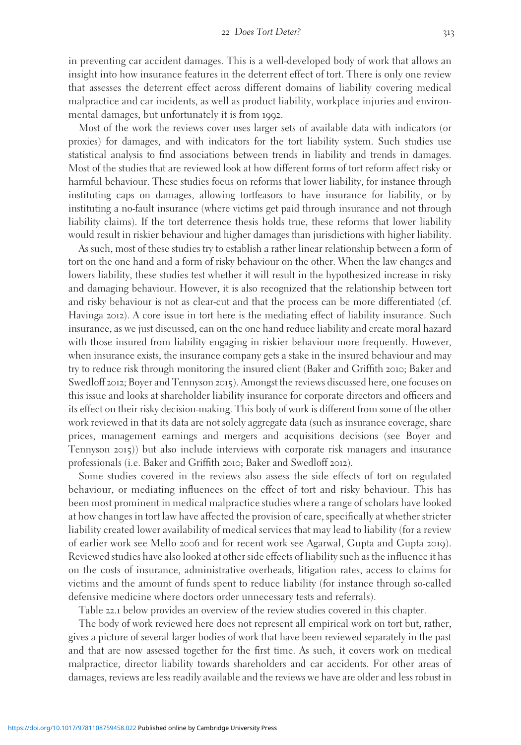in preventing car accident damages. This is a well-developed body of work that allows an insight into how insurance features in the deterrent effect of tort. There is only one review that assesses the deterrent effect across different domains of liability covering medical malpractice and car incidents, as well as product liability, workplace injuries and environmental damages, but unfortunately it is from 1992.

Most of the work the reviews cover uses larger sets of available data with indicators (or proxies) for damages, and with indicators for the tort liability system. Such studies use statistical analysis to find associations between trends in liability and trends in damages. Most of the studies that are reviewed look at how different forms of tort reform affect risky or harmful behaviour. These studies focus on reforms that lower liability, for instance through instituting caps on damages, allowing tortfeasors to have insurance for liability, or by instituting a no-fault insurance (where victims get paid through insurance and not through liability claims). If the tort deterrence thesis holds true, these reforms that lower liability would result in riskier behaviour and higher damages than jurisdictions with higher liability.

As such, most of these studies try to establish a rather linear relationship between a form of tort on the one hand and a form of risky behaviour on the other. When the law changes and lowers liability, these studies test whether it will result in the hypothesized increase in risky and damaging behaviour. However, it is also recognized that the relationship between tort and risky behaviour is not as clear-cut and that the process can be more differentiated (cf. Havinga 2012). A core issue in tort here is the mediating effect of liability insurance. Such insurance, as we just discussed, can on the one hand reduce liability and create moral hazard with those insured from liability engaging in riskier behaviour more frequently. However, when insurance exists, the insurance company gets a stake in the insured behaviour and may try to reduce risk through monitoring the insured client (Baker and Griffith 2010; Baker and Swedloff 2012; Boyer and Tennyson 2015). Amongst the reviews discussed here, one focuses on this issue and looks at shareholder liability insurance for corporate directors and officers and its effect on their risky decision-making. This body of work is different from some of the other work reviewed in that its data are not solely aggregate data (such as insurance coverage, share prices, management earnings and mergers and acquisitions decisions (see Boyer and Tennyson 2015)) but also include interviews with corporate risk managers and insurance professionals (i.e. Baker and Griffith 2010; Baker and Swedloff 2012).

Some studies covered in the reviews also assess the side effects of tort on regulated behaviour, or mediating influences on the effect of tort and risky behaviour. This has been most prominent in medical malpractice studies where a range of scholars have looked at how changes in tort law have affected the provision of care, specifically at whether stricter liability created lower availability of medical services that may lead to liability (for a review of earlier work see Mello 2006 and for recent work see Agarwal, Gupta and Gupta 2019). Reviewed studies have also looked at other side effects of liability such as the influence it has on the costs of insurance, administrative overheads, litigation rates, access to claims for victims and the amount of funds spent to reduce liability (for instance through so-called defensive medicine where doctors order unnecessary tests and referrals).

Table 22.1 below provides an overview of the review studies covered in this chapter.

The body of work reviewed here does not represent all empirical work on tort but, rather, gives a picture of several larger bodies of work that have been reviewed separately in the past and that are now assessed together for the first time. As such, it covers work on medical malpractice, director liability towards shareholders and car accidents. For other areas of damages, reviews are less readily available and the reviews we have are older and less robust in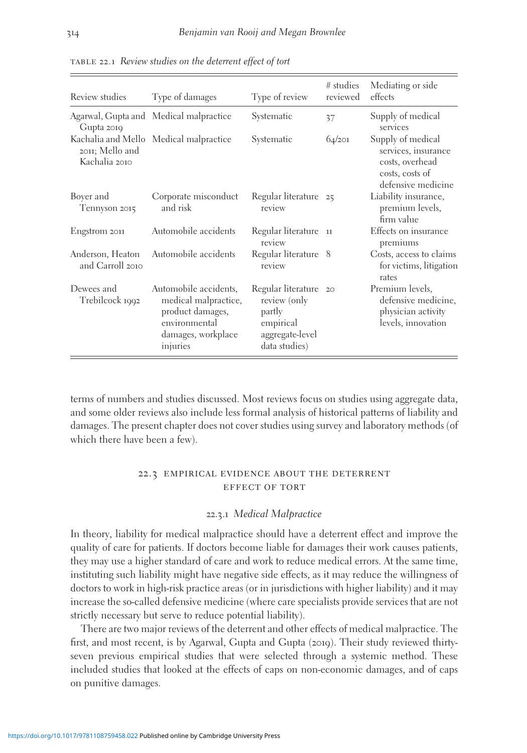TABLE 22.1 *Review studies on the deterrent effect of tort*

| Review studies | Type of damages | Type of review | # studies reviewed | Mediating or side effects |
|---|---|---|---|---|
| Agarwal, Gupta and Gupta 2019 | Medical malpractice | Systematic | 37 | Supply of medical services |
| Kachalia and Mello 2011; Mello and Kachalia 2010 | Medical malpractice | Systematic | 64/201 | Supply of medical services, insurance costs, overhead costs, costs of defensive medicine |
| Boyer and Tennyson 2015 | Corporate misconduct and risk | Regular literature review | 25 | Liability insurance, premium levels, firm value |
| Engstrom 2011 | Automobile accidents | Regular literature review | 11 | Effects on insurance premiums |
| Anderson, Heaton and Carroll 2010 | Automobile accidents | Regular literature review | 8 | Costs, access to claims for victims, litigation rates |
| Dewees and Trebilcock 1992 | Automobile accidents, medical malpractice, product damages, environmental damages, workplace injuries | Regular literature review (only partly empirical aggregate-level data studies) | 20 | Premium levels, defensive medicine, physician activity levels, innovation |

terms of numbers and studies discussed. Most reviews focus on studies using aggregate data, and some older reviews also include less formal analysis of historical patterns of liability and damages. The present chapter does not cover studies using survey and laboratory methods (of which there have been a few).

## 22.3 EMPIRICAL EVIDENCE ABOUT THE DETERRENT EFFECT OF TORT

### 22.3.1 *Medical Malpractice*

In theory, liability for medical malpractice should have a deterrent effect and improve the quality of care for patients. If doctors become liable for damages their work causes patients, they may use a higher standard of care and work to reduce medical errors. At the same time, instituting such liability might have negative side effects, as it may reduce the willingness of doctors to work in high-risk practice areas (or in jurisdictions with higher liability) and it may increase the so-called defensive medicine (where care specialists provide services that are not strictly necessary but serve to reduce potential liability).

There are two major reviews of the deterrent and other effects of medical malpractice. The first, and most recent, is by Agarwal, Gupta and Gupta (2019). Their study reviewed thirty-seven previous empirical studies that were selected through a systemic method. These included studies that looked at the effects of caps on non-economic damages, and of caps on punitive damages.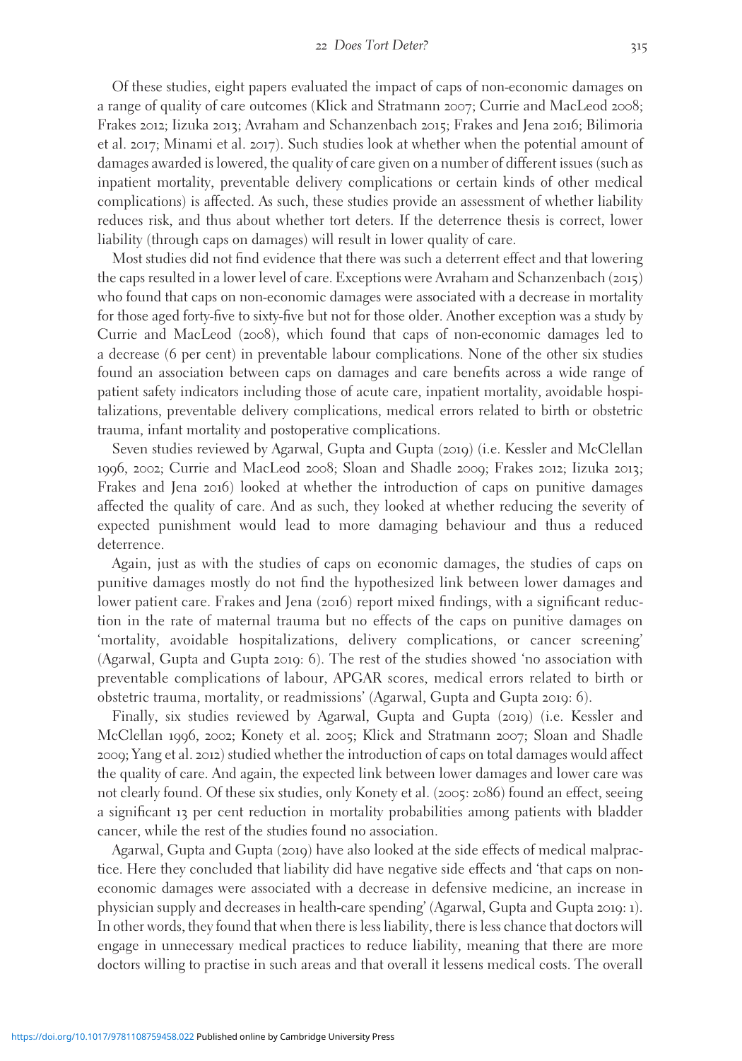Of these studies, eight papers evaluated the impact of caps of non-economic damages on a range of quality of care outcomes (Klick and Stratmann 2007; Currie and MacLeod 2008; Frakes 2012; Iizuka 2013; Avraham and Schanzenbach 2015; Frakes and Jena 2016; Bilimoria et al. 2017; Minami et al. 2017). Such studies look at whether when the potential amount of damages awarded is lowered, the quality of care given on a number of different issues (such as inpatient mortality, preventable delivery complications or certain kinds of other medical complications) is affected. As such, these studies provide an assessment of whether liability reduces risk, and thus about whether tort deters. If the deterrence thesis is correct, lower liability (through caps on damages) will result in lower quality of care.

Most studies did not find evidence that there was such a deterrent effect and that lowering the caps resulted in a lower level of care. Exceptions were Avraham and Schanzenbach (2015) who found that caps on non-economic damages were associated with a decrease in mortality for those aged forty-five to sixty-five but not for those older. Another exception was a study by Currie and MacLeod (2008), which found that caps of non-economic damages led to a decrease (6 per cent) in preventable labour complications. None of the other six studies found an association between caps on damages and care benefits across a wide range of patient safety indicators including those of acute care, inpatient mortality, avoidable hospitalizations, preventable delivery complications, medical errors related to birth or obstetric trauma, infant mortality and postoperative complications.

Seven studies reviewed by Agarwal, Gupta and Gupta (2019) (i.e. Kessler and McClellan 1996, 2002; Currie and MacLeod 2008; Sloan and Shadle 2009; Frakes 2012; Iizuka 2013; Frakes and Jena 2016) looked at whether the introduction of caps on punitive damages affected the quality of care. And as such, they looked at whether reducing the severity of expected punishment would lead to more damaging behaviour and thus a reduced deterrence.

Again, just as with the studies of caps on economic damages, the studies of caps on punitive damages mostly do not find the hypothesized link between lower damages and lower patient care. Frakes and Jena (2016) report mixed findings, with a significant reduction in the rate of maternal trauma but no effects of the caps on punitive damages on 'mortality, avoidable hospitalizations, delivery complications, or cancer screening' (Agarwal, Gupta and Gupta 2019: 6). The rest of the studies showed 'no association with preventable complications of labour, APGAR scores, medical errors related to birth or obstetric trauma, mortality, or readmissions' (Agarwal, Gupta and Gupta 2019: 6).

Finally, six studies reviewed by Agarwal, Gupta and Gupta (2019) (i.e. Kessler and McClellan 1996, 2002; Konety et al. 2005; Klick and Stratmann 2007; Sloan and Shadle 2009; Yang et al. 2012) studied whether the introduction of caps on total damages would affect the quality of care. And again, the expected link between lower damages and lower care was not clearly found. Of these six studies, only Konety et al. (2005: 2086) found an effect, seeing a significant 13 per cent reduction in mortality probabilities among patients with bladder cancer, while the rest of the studies found no association.

Agarwal, Gupta and Gupta (2019) have also looked at the side effects of medical malpractice. Here they concluded that liability did have negative side effects and 'that caps on non-economic damages were associated with a decrease in defensive medicine, an increase in physician supply and decreases in health-care spending' (Agarwal, Gupta and Gupta 2019: 1). In other words, they found that when there is less liability, there is less chance that doctors will engage in unnecessary medical practices to reduce liability, meaning that there are more doctors willing to practise in such areas and that overall it lessens medical costs. The overall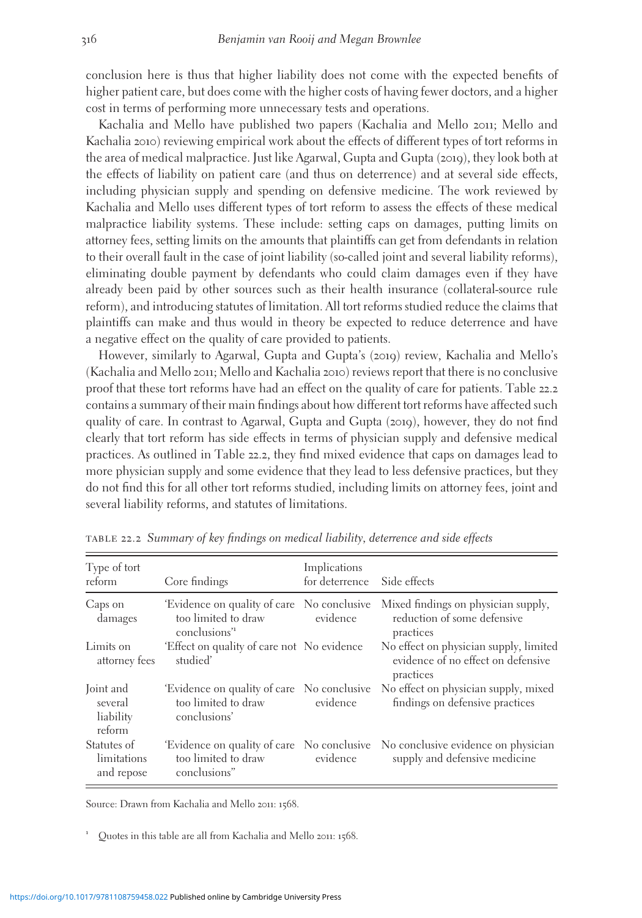conclusion here is thus that higher liability does not come with the expected benefits of higher patient care, but does come with the higher costs of having fewer doctors, and a higher cost in terms of performing more unnecessary tests and operations.

Kachalia and Mello have published two papers (Kachalia and Mello 2011; Mello and Kachalia 2010) reviewing empirical work about the effects of different types of tort reforms in the area of medical malpractice. Just like Agarwal, Gupta and Gupta (2019), they look both at the effects of liability on patient care (and thus on deterrence) and at several side effects, including physician supply and spending on defensive medicine. The work reviewed by Kachalia and Mello uses different types of tort reform to assess the effects of these medical malpractice liability systems. These include: setting caps on damages, putting limits on attorney fees, setting limits on the amounts that plaintiffs can get from defendants in relation to their overall fault in the case of joint liability (so-called joint and several liability reforms), eliminating double payment by defendants who could claim damages even if they have already been paid by other sources such as their health insurance (collateral-source rule reform), and introducing statutes of limitation. All tort reforms studied reduce the claims that plaintiffs can make and thus would in theory be expected to reduce deterrence and have a negative effect on the quality of care provided to patients.

However, similarly to Agarwal, Gupta and Gupta's (2019) review, Kachalia and Mello's (Kachalia and Mello 2011; Mello and Kachalia 2010) reviews report that there is no conclusive proof that these tort reforms have had an effect on the quality of care for patients. Table 22.2 contains a summary of their main findings about how different tort reforms have affected such quality of care. In contrast to Agarwal, Gupta and Gupta (2019), however, they do not find clearly that tort reform has side effects in terms of physician supply and defensive medical practices. As outlined in Table 22.2, they find mixed evidence that caps on damages lead to more physician supply and some evidence that they lead to less defensive practices, but they do not find this for all other tort reforms studied, including limits on attorney fees, joint and several liability reforms, and statutes of limitations.

TABLE 22.2 *Summary of key findings on medical liability, deterrence and side effects*

| Type of tort reform | Core findings | Implications for deterrence | Side effects |
|---|---|---|---|
| Caps on damages | 'Evidence on quality of care too limited to draw conclusions'[1] | No conclusive evidence | Mixed findings on physician supply, reduction of some defensive practices |
| Limits on attorney fees | 'Effect on quality of care not studied' | No evidence | No effect on physician supply, limited evidence of no effect on defensive practices |
| Joint and several liability reform | 'Evidence on quality of care too limited to draw conclusions' | No conclusive evidence | No effect on physician supply, mixed findings on defensive practices |
| Statutes of limitations and repose | 'Evidence on quality of care too limited to draw conclusions" | No conclusive evidence | No conclusive evidence on physician supply and defensive medicine |

Source: Drawn from Kachalia and Mello 2011: 1568.

[1] Quotes in this table are all from Kachalia and Mello 2011: 1568.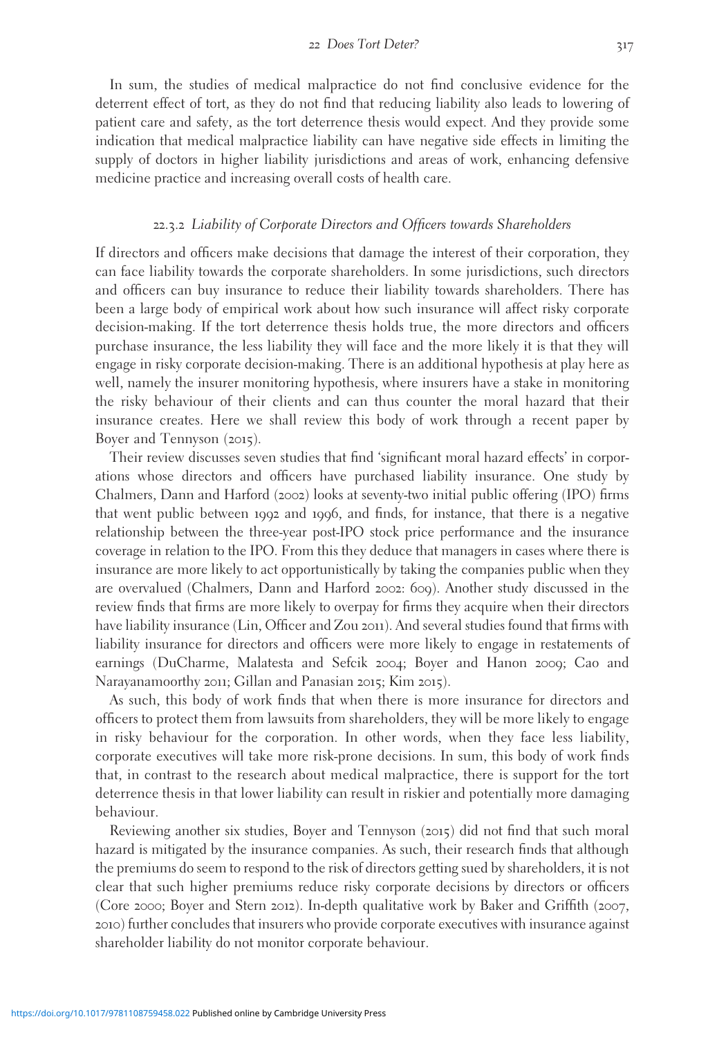In sum, the studies of medical malpractice do not find conclusive evidence for the deterrent effect of tort, as they do not find that reducing liability also leads to lowering of patient care and safety, as the tort deterrence thesis would expect. And they provide some indication that medical malpractice liability can have negative side effects in limiting the supply of doctors in higher liability jurisdictions and areas of work, enhancing defensive medicine practice and increasing overall costs of health care.

### 22.3.2 *Liability of Corporate Directors and Officers towards Shareholders*

If directors and officers make decisions that damage the interest of their corporation, they can face liability towards the corporate shareholders. In some jurisdictions, such directors and officers can buy insurance to reduce their liability towards shareholders. There has been a large body of empirical work about how such insurance will affect risky corporate decision-making. If the tort deterrence thesis holds true, the more directors and officers purchase insurance, the less liability they will face and the more likely it is that they will engage in risky corporate decision-making. There is an additional hypothesis at play here as well, namely the insurer monitoring hypothesis, where insurers have a stake in monitoring the risky behaviour of their clients and can thus counter the moral hazard that their insurance creates. Here we shall review this body of work through a recent paper by Boyer and Tennyson (2015).

Their review discusses seven studies that find 'significant moral hazard effects' in corporations whose directors and officers have purchased liability insurance. One study by Chalmers, Dann and Harford (2002) looks at seventy-two initial public offering (IPO) firms that went public between 1992 and 1996, and finds, for instance, that there is a negative relationship between the three-year post-IPO stock price performance and the insurance coverage in relation to the IPO. From this they deduce that managers in cases where there is insurance are more likely to act opportunistically by taking the companies public when they are overvalued (Chalmers, Dann and Harford 2002: 609). Another study discussed in the review finds that firms are more likely to overpay for firms they acquire when their directors have liability insurance (Lin, Officer and Zou 2011). And several studies found that firms with liability insurance for directors and officers were more likely to engage in restatements of earnings (DuCharme, Malatesta and Sefcik 2004; Boyer and Hanon 2009; Cao and Narayanamoorthy 2011; Gillan and Panasian 2015; Kim 2015).

As such, this body of work finds that when there is more insurance for directors and officers to protect them from lawsuits from shareholders, they will be more likely to engage in risky behaviour for the corporation. In other words, when they face less liability, corporate executives will take more risk-prone decisions. In sum, this body of work finds that, in contrast to the research about medical malpractice, there is support for the tort deterrence thesis in that lower liability can result in riskier and potentially more damaging behaviour.

Reviewing another six studies, Boyer and Tennyson (2015) did not find that such moral hazard is mitigated by the insurance companies. As such, their research finds that although the premiums do seem to respond to the risk of directors getting sued by shareholders, it is not clear that such higher premiums reduce risky corporate decisions by directors or officers (Core 2000; Boyer and Stern 2012). In-depth qualitative work by Baker and Griffith (2007, 2010) further concludes that insurers who provide corporate executives with insurance against shareholder liability do not monitor corporate behaviour.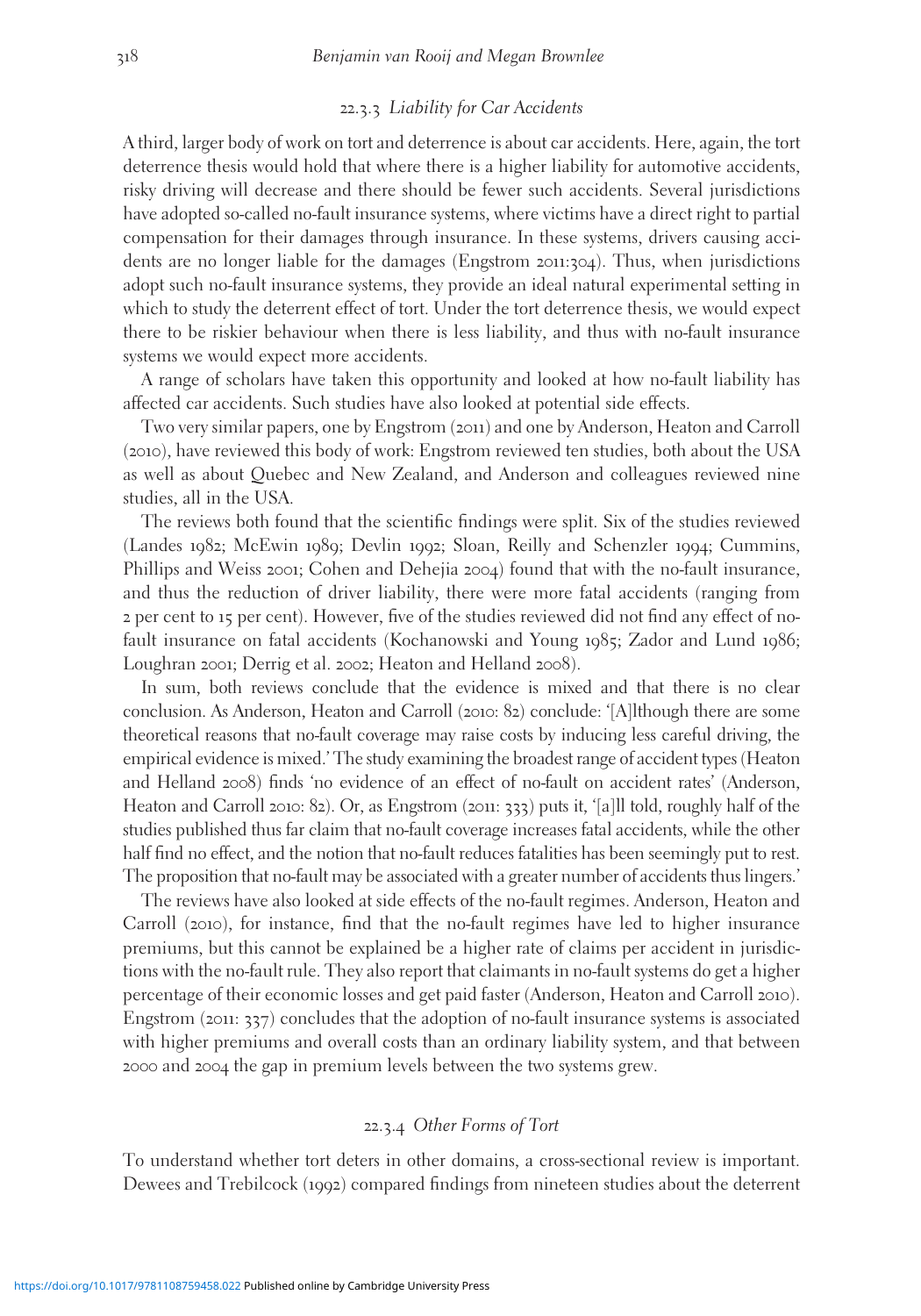### 22.3.3 *Liability for Car Accidents*

A third, larger body of work on tort and deterrence is about car accidents. Here, again, the tort deterrence thesis would hold that where there is a higher liability for automotive accidents, risky driving will decrease and there should be fewer such accidents. Several jurisdictions have adopted so-called no-fault insurance systems, where victims have a direct right to partial compensation for their damages through insurance. In these systems, drivers causing accidents are no longer liable for the damages (Engstrom 2011:304). Thus, when jurisdictions adopt such no-fault insurance systems, they provide an ideal natural experimental setting in which to study the deterrent effect of tort. Under the tort deterrence thesis, we would expect there to be riskier behaviour when there is less liability, and thus with no-fault insurance systems we would expect more accidents.

A range of scholars have taken this opportunity and looked at how no-fault liability has affected car accidents. Such studies have also looked at potential side effects.

Two very similar papers, one by Engstrom (2011) and one by Anderson, Heaton and Carroll (2010), have reviewed this body of work: Engstrom reviewed ten studies, both about the USA as well as about Quebec and New Zealand, and Anderson and colleagues reviewed nine studies, all in the USA.

The reviews both found that the scientific findings were split. Six of the studies reviewed (Landes 1982; McEwin 1989; Devlin 1992; Sloan, Reilly and Schenzler 1994; Cummins, Phillips and Weiss 2001; Cohen and Dehejia 2004) found that with the no-fault insurance, and thus the reduction of driver liability, there were more fatal accidents (ranging from 2 per cent to 15 per cent). However, five of the studies reviewed did not find any effect of no-fault insurance on fatal accidents (Kochanowski and Young 1985; Zador and Lund 1986; Loughran 2001; Derrig et al. 2002; Heaton and Helland 2008).

In sum, both reviews conclude that the evidence is mixed and that there is no clear conclusion. As Anderson, Heaton and Carroll (2010: 82) conclude: '[A]lthough there are some theoretical reasons that no-fault coverage may raise costs by inducing less careful driving, the empirical evidence is mixed.' The study examining the broadest range of accident types (Heaton and Helland 2008) finds 'no evidence of an effect of no-fault on accident rates' (Anderson, Heaton and Carroll 2010: 82). Or, as Engstrom (2011: 333) puts it, '[a]ll told, roughly half of the studies published thus far claim that no-fault coverage increases fatal accidents, while the other half find no effect, and the notion that no-fault reduces fatalities has been seemingly put to rest. The proposition that no-fault may be associated with a greater number of accidents thus lingers.'

The reviews have also looked at side effects of the no-fault regimes. Anderson, Heaton and Carroll (2010), for instance, find that the no-fault regimes have led to higher insurance premiums, but this cannot be explained be a higher rate of claims per accident in jurisdictions with the no-fault rule. They also report that claimants in no-fault systems do get a higher percentage of their economic losses and get paid faster (Anderson, Heaton and Carroll 2010). Engstrom (2011: 337) concludes that the adoption of no-fault insurance systems is associated with higher premiums and overall costs than an ordinary liability system, and that between 2000 and 2004 the gap in premium levels between the two systems grew.

### 22.3.4 *Other Forms of Tort*

To understand whether tort deters in other domains, a cross-sectional review is important. Dewees and Trebilcock (1992) compared findings from nineteen studies about the deterrent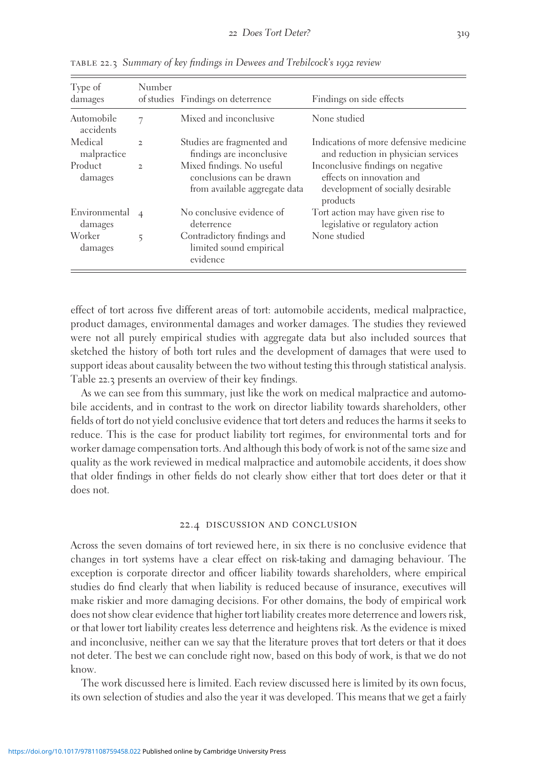TABLE 22.3 *Summary of key findings in Dewees and Trebilcock's 1992 review*

| Type of damages | Number of studies | Findings on deterrence | Findings on side effects |
|---|---|---|---|
| Automobile accidents | 7 | Mixed and inconclusive | None studied |
| Medical malpractice | 2 | Studies are fragmented and findings are inconclusive | Indications of more defensive medicine and reduction in physician services |
| Product damages | 2 | Mixed findings. No useful conclusions can be drawn from available aggregate data | Inconclusive findings on negative effects on innovation and development of socially desirable products |
| Environmental damages | 4 | No conclusive evidence of deterrence | Tort action may have given rise to legislative or regulatory action |
| Worker damages | 5 | Contradictory findings and limited sound empirical evidence | None studied |

effect of tort across five different areas of tort: automobile accidents, medical malpractice, product damages, environmental damages and worker damages. The studies they reviewed were not all purely empirical studies with aggregate data but also included sources that sketched the history of both tort rules and the development of damages that were used to support ideas about causality between the two without testing this through statistical analysis. Table 22.3 presents an overview of their key findings.

As we can see from this summary, just like the work on medical malpractice and automobile accidents, and in contrast to the work on director liability towards shareholders, other fields of tort do not yield conclusive evidence that tort deters and reduces the harms it seeks to reduce. This is the case for product liability tort regimes, for environmental torts and for worker damage compensation torts. And although this body of work is not of the same size and quality as the work reviewed in medical malpractice and automobile accidents, it does show that older findings in other fields do not clearly show either that tort does deter or that it does not.

## 22.4 DISCUSSION AND CONCLUSION

Across the seven domains of tort reviewed here, in six there is no conclusive evidence that changes in tort systems have a clear effect on risk-taking and damaging behaviour. The exception is corporate director and officer liability towards shareholders, where empirical studies do find clearly that when liability is reduced because of insurance, executives will make riskier and more damaging decisions. For other domains, the body of empirical work does not show clear evidence that higher tort liability creates more deterrence and lowers risk, or that lower tort liability creates less deterrence and heightens risk. As the evidence is mixed and inconclusive, neither can we say that the literature proves that tort deters or that it does not deter. The best we can conclude right now, based on this body of work, is that we do not know.

The work discussed here is limited. Each review discussed here is limited by its own focus, its own selection of studies and also the year it was developed. This means that we get a fairly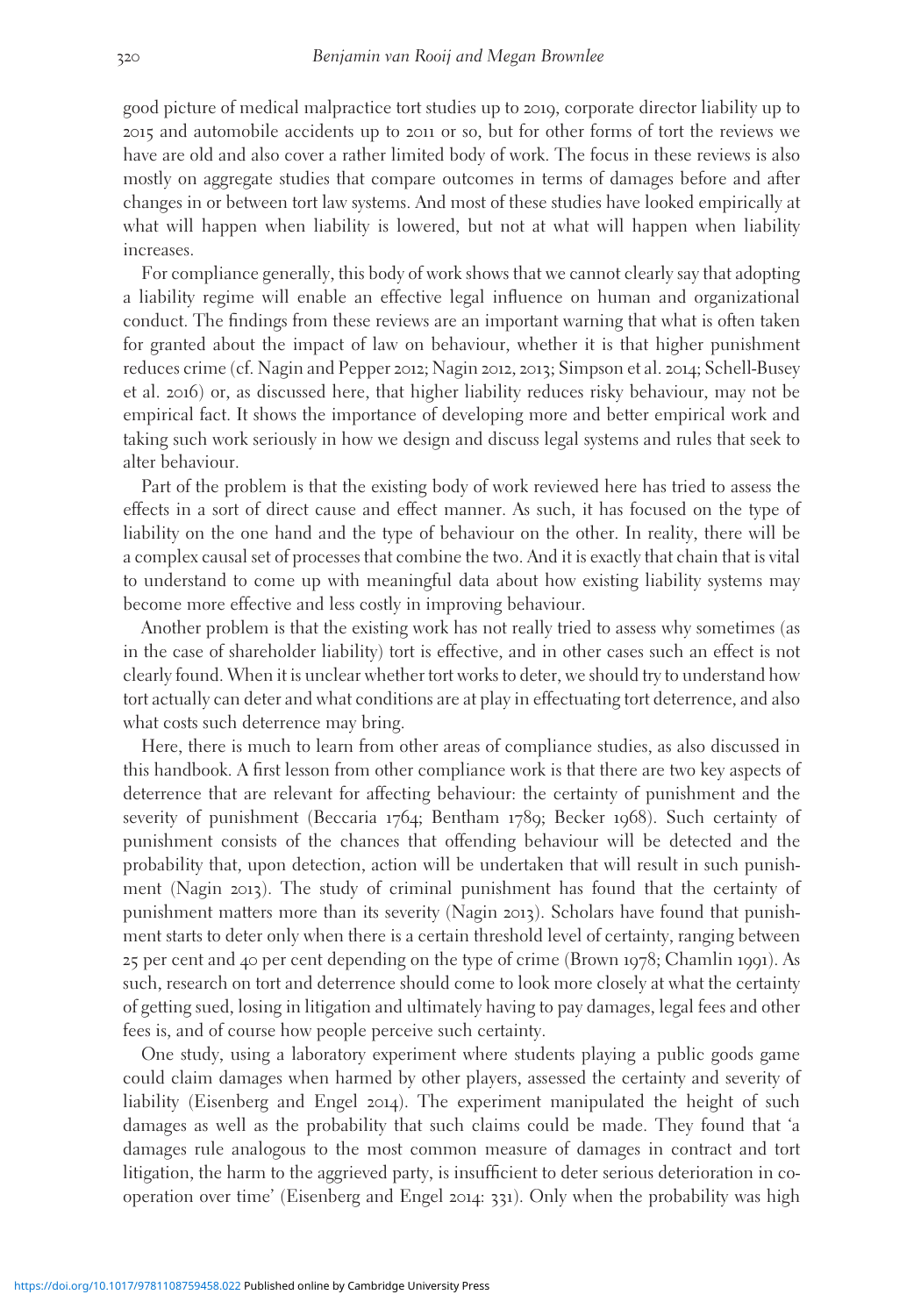good picture of medical malpractice tort studies up to 2019, corporate director liability up to 2015 and automobile accidents up to 2011 or so, but for other forms of tort the reviews we have are old and also cover a rather limited body of work. The focus in these reviews is also mostly on aggregate studies that compare outcomes in terms of damages before and after changes in or between tort law systems. And most of these studies have looked empirically at what will happen when liability is lowered, but not at what will happen when liability increases.

For compliance generally, this body of work shows that we cannot clearly say that adopting a liability regime will enable an effective legal influence on human and organizational conduct. The findings from these reviews are an important warning that what is often taken for granted about the impact of law on behaviour, whether it is that higher punishment reduces crime (cf. Nagin and Pepper 2012; Nagin 2012, 2013; Simpson et al. 2014; Schell-Busey et al. 2016) or, as discussed here, that higher liability reduces risky behaviour, may not be empirical fact. It shows the importance of developing more and better empirical work and taking such work seriously in how we design and discuss legal systems and rules that seek to alter behaviour.

Part of the problem is that the existing body of work reviewed here has tried to assess the effects in a sort of direct cause and effect manner. As such, it has focused on the type of liability on the one hand and the type of behaviour on the other. In reality, there will be a complex causal set of processes that combine the two. And it is exactly that chain that is vital to understand to come up with meaningful data about how existing liability systems may become more effective and less costly in improving behaviour.

Another problem is that the existing work has not really tried to assess why sometimes (as in the case of shareholder liability) tort is effective, and in other cases such an effect is not clearly found. When it is unclear whether tort works to deter, we should try to understand how tort actually can deter and what conditions are at play in effectuating tort deterrence, and also what costs such deterrence may bring.

Here, there is much to learn from other areas of compliance studies, as also discussed in this handbook. A first lesson from other compliance work is that there are two key aspects of deterrence that are relevant for affecting behaviour: the certainty of punishment and the severity of punishment (Beccaria 1764; Bentham 1789; Becker 1968). Such certainty of punishment consists of the chances that offending behaviour will be detected and the probability that, upon detection, action will be undertaken that will result in such punishment (Nagin 2013). The study of criminal punishment has found that the certainty of punishment matters more than its severity (Nagin 2013). Scholars have found that punishment starts to deter only when there is a certain threshold level of certainty, ranging between 25 per cent and 40 per cent depending on the type of crime (Brown 1978; Chamlin 1991). As such, research on tort and deterrence should come to look more closely at what the certainty of getting sued, losing in litigation and ultimately having to pay damages, legal fees and other fees is, and of course how people perceive such certainty.

One study, using a laboratory experiment where students playing a public goods game could claim damages when harmed by other players, assessed the certainty and severity of liability (Eisenberg and Engel 2014). The experiment manipulated the height of such damages as well as the probability that such claims could be made. They found that 'a damages rule analogous to the most common measure of damages in contract and tort litigation, the harm to the aggrieved party, is insufficient to deter serious deterioration in co-operation over time' (Eisenberg and Engel 2014: 331). Only when the probability was high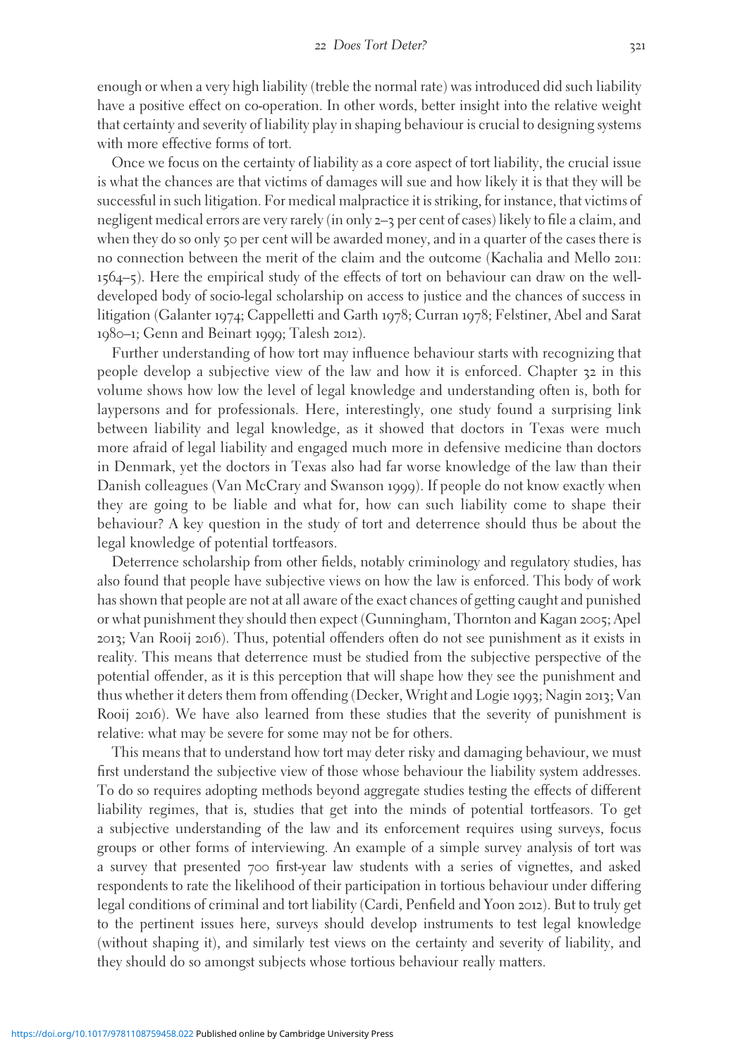enough or when a very high liability (treble the normal rate) was introduced did such liability have a positive effect on co-operation. In other words, better insight into the relative weight that certainty and severity of liability play in shaping behaviour is crucial to designing systems with more effective forms of tort.

Once we focus on the certainty of liability as a core aspect of tort liability, the crucial issue is what the chances are that victims of damages will sue and how likely it is that they will be successful in such litigation. For medical malpractice it is striking, for instance, that victims of negligent medical errors are very rarely (in only 2–3 per cent of cases) likely to file a claim, and when they do so only 50 per cent will be awarded money, and in a quarter of the cases there is no connection between the merit of the claim and the outcome (Kachalia and Mello 2011: 1564–5). Here the empirical study of the effects of tort on behaviour can draw on the well-developed body of socio-legal scholarship on access to justice and the chances of success in litigation (Galanter 1974; Cappelletti and Garth 1978; Curran 1978; Felstiner, Abel and Sarat 1980–1; Genn and Beinart 1999; Talesh 2012).

Further understanding of how tort may influence behaviour starts with recognizing that people develop a subjective view of the law and how it is enforced. Chapter 32 in this volume shows how low the level of legal knowledge and understanding often is, both for laypersons and for professionals. Here, interestingly, one study found a surprising link between liability and legal knowledge, as it showed that doctors in Texas were much more afraid of legal liability and engaged much more in defensive medicine than doctors in Denmark, yet the doctors in Texas also had far worse knowledge of the law than their Danish colleagues (Van McCrary and Swanson 1999). If people do not know exactly when they are going to be liable and what for, how can such liability come to shape their behaviour? A key question in the study of tort and deterrence should thus be about the legal knowledge of potential tortfeasors.

Deterrence scholarship from other fields, notably criminology and regulatory studies, has also found that people have subjective views on how the law is enforced. This body of work has shown that people are not at all aware of the exact chances of getting caught and punished or what punishment they should then expect (Gunningham, Thornton and Kagan 2005; Apel 2013; Van Rooij 2016). Thus, potential offenders often do not see punishment as it exists in reality. This means that deterrence must be studied from the subjective perspective of the potential offender, as it is this perception that will shape how they see the punishment and thus whether it deters them from offending (Decker, Wright and Logie 1993; Nagin 2013; Van Rooij 2016). We have also learned from these studies that the severity of punishment is relative: what may be severe for some may not be for others.

This means that to understand how tort may deter risky and damaging behaviour, we must first understand the subjective view of those whose behaviour the liability system addresses. To do so requires adopting methods beyond aggregate studies testing the effects of different liability regimes, that is, studies that get into the minds of potential tortfeasors. To get a subjective understanding of the law and its enforcement requires using surveys, focus groups or other forms of interviewing. An example of a simple survey analysis of tort was a survey that presented 700 first-year law students with a series of vignettes, and asked respondents to rate the likelihood of their participation in tortious behaviour under differing legal conditions of criminal and tort liability (Cardi, Penfield and Yoon 2012). But to truly get to the pertinent issues here, surveys should develop instruments to test legal knowledge (without shaping it), and similarly test views on the certainty and severity of liability, and they should do so amongst subjects whose tortious behaviour really matters.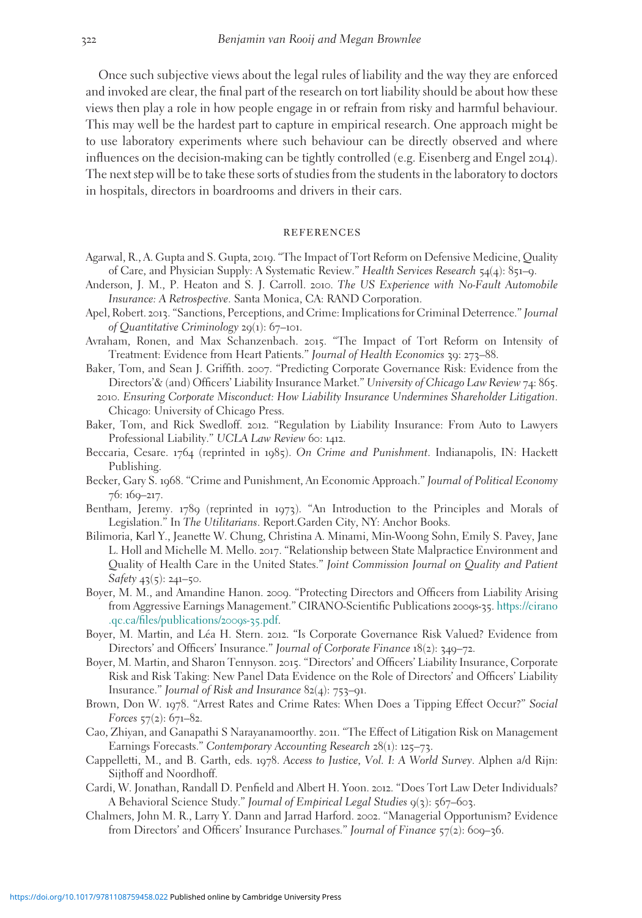Once such subjective views about the legal rules of liability and the way they are enforced and invoked are clear, the final part of the research on tort liability should be about how these views then play a role in how people engage in or refrain from risky and harmful behaviour. This may well be the hardest part to capture in empirical research. One approach might be to use laboratory experiments where such behaviour can be directly observed and where influences on the decision-making can be tightly controlled (e.g. Eisenberg and Engel 2014). The next step will be to take these sorts of studies from the students in the laboratory to doctors in hospitals, directors in boardrooms and drivers in their cars.

## REFERENCES

Agarwal, R., A. Gupta and S. Gupta, 2019. "The Impact of Tort Reform on Defensive Medicine, Quality of Care, and Physician Supply: A Systematic Review." *Health Services Research* 54(4): 851–9.

Anderson, J. M., P. Heaton and S. J. Carroll. 2010. *The US Experience with No-Fault Automobile Insurance: A Retrospective*. Santa Monica, CA: RAND Corporation.

Apel, Robert. 2013. "Sanctions, Perceptions, and Crime: Implications for Criminal Deterrence." *Journal of Quantitative Criminology* 29(1): 67–101.

Avraham, Ronen, and Max Schanzenbach. 2015. "The Impact of Tort Reform on Intensity of Treatment: Evidence from Heart Patients." *Journal of Health Economics* 39: 273–88.

Baker, Tom, and Sean J. Griffith. 2007. "Predicting Corporate Governance Risk: Evidence from the Directors'& (and) Officers' Liability Insurance Market." *University of Chicago Law Review* 74: 865.

2010. *Ensuring Corporate Misconduct: How Liability Insurance Undermines Shareholder Litigation*. Chicago: University of Chicago Press.

Baker, Tom, and Rick Swedloff. 2012. "Regulation by Liability Insurance: From Auto to Lawyers Professional Liability." *UCLA Law Review* 60: 1412.

Beccaria, Cesare. 1764 (reprinted in 1985). *On Crime and Punishment*. Indianapolis, IN: Hackett Publishing.

Becker, Gary S. 1968. "Crime and Punishment, An Economic Approach." *Journal of Political Economy* 76: 169–217.

Bentham, Jeremy. 1789 (reprinted in 1973). "An Introduction to the Principles and Morals of Legislation." In *The Utilitarians*. Report.Garden City, NY: Anchor Books.

Bilimoria, Karl Y., Jeanette W. Chung, Christina A. Minami, Min-Woong Sohn, Emily S. Pavey, Jane L. Holl and Michelle M. Mello. 2017. "Relationship between State Malpractice Environment and Quality of Health Care in the United States." *Joint Commission Journal on Quality and Patient Safety* 43(5): 241–50.

Boyer, M. M., and Amandine Hanon. 2009. "Protecting Directors and Officers from Liability Arising from Aggressive Earnings Management." CIRANO-Scientific Publications 2009s-35. https://cirano.qc.ca/files/publications/2009s-35.pdf.

Boyer, M. Martin, and Léa H. Stern. 2012. "Is Corporate Governance Risk Valued? Evidence from Directors' and Officers' Insurance." *Journal of Corporate Finance* 18(2): 349–72.

Boyer, M. Martin, and Sharon Tennyson. 2015. "Directors' and Officers' Liability Insurance, Corporate Risk and Risk Taking: New Panel Data Evidence on the Role of Directors' and Officers' Liability Insurance." *Journal of Risk and Insurance* 82(4): 753–91.

Brown, Don W. 1978. "Arrest Rates and Crime Rates: When Does a Tipping Effect Occur?" *Social Forces* 57(2): 671–82.

Cao, Zhiyan, and Ganapathi S Narayanamoorthy. 2011. "The Effect of Litigation Risk on Management Earnings Forecasts." *Contemporary Accounting Research* 28(1): 125–73.

Cappelletti, M., and B. Garth, eds. 1978. *Access to Justice, Vol. I: A World Survey*. Alphen a/d Rijn: Sijthoff and Noordhoff.

Cardi, W. Jonathan, Randall D. Penfield and Albert H. Yoon. 2012. "Does Tort Law Deter Individuals? A Behavioral Science Study." *Journal of Empirical Legal Studies* 9(3): 567–603.

Chalmers, John M. R., Larry Y. Dann and Jarrad Harford. 2002. "Managerial Opportunism? Evidence from Directors' and Officers' Insurance Purchases." *Journal of Finance* 57(2): 609–36.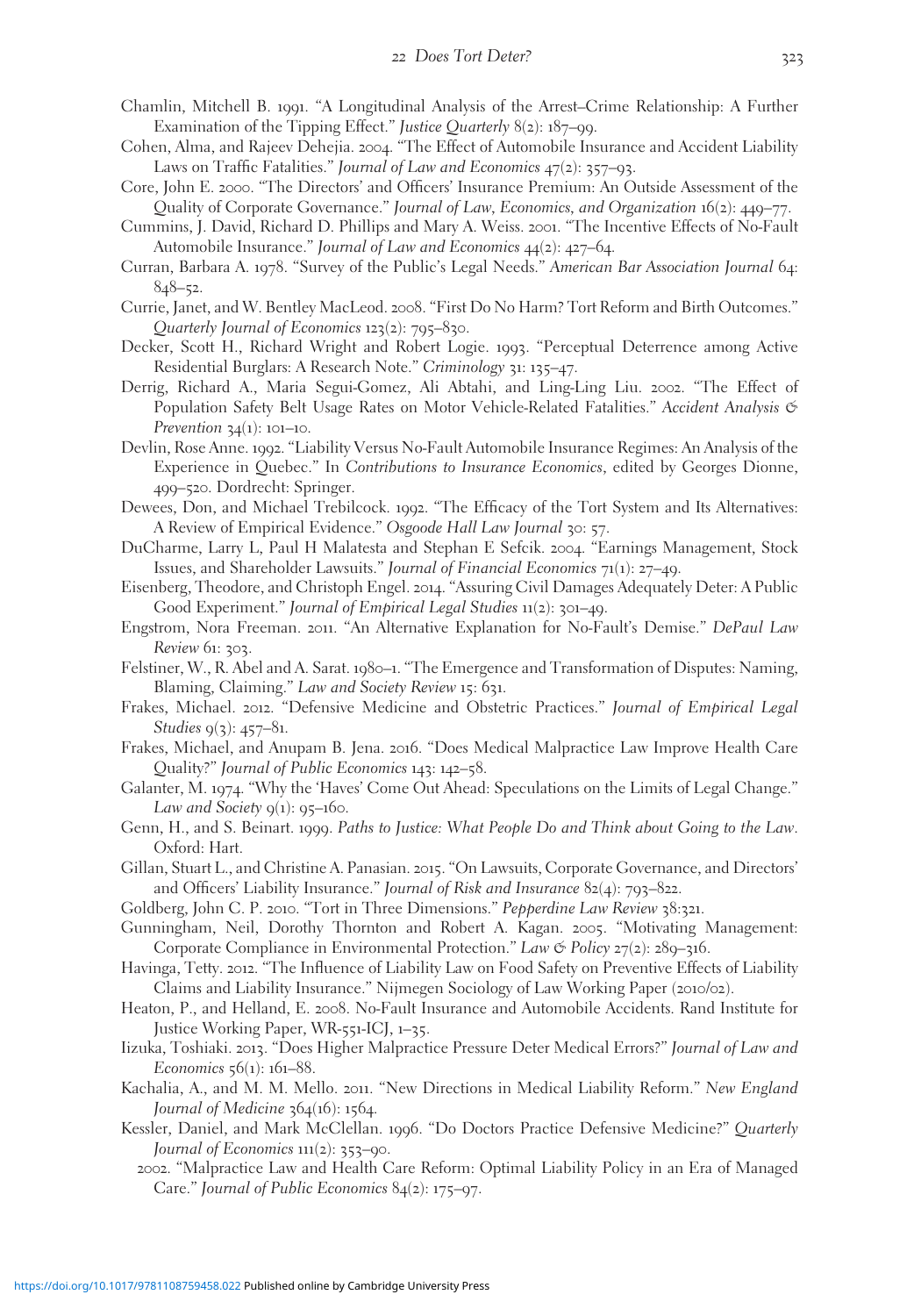Chamlin, Mitchell B. 1991. "A Longitudinal Analysis of the Arrest–Crime Relationship: A Further Examination of the Tipping Effect." *Justice Quarterly* 8(2): 187–99.

Cohen, Alma, and Rajeev Dehejia. 2004. "The Effect of Automobile Insurance and Accident Liability Laws on Traffic Fatalities." *Journal of Law and Economics* 47(2): 357–93.

Core, John E. 2000. "The Directors' and Officers' Insurance Premium: An Outside Assessment of the Quality of Corporate Governance." *Journal of Law, Economics, and Organization* 16(2): 449–77.

Cummins, J. David, Richard D. Phillips and Mary A. Weiss. 2001. "The Incentive Effects of No-Fault Automobile Insurance." *Journal of Law and Economics* 44(2): 427–64.

Curran, Barbara A. 1978. "Survey of the Public's Legal Needs." *American Bar Association Journal* 64: 848–52.

Currie, Janet, and W. Bentley MacLeod. 2008. "First Do No Harm? Tort Reform and Birth Outcomes." *Quarterly Journal of Economics* 123(2): 795–830.

Decker, Scott H., Richard Wright and Robert Logie. 1993. "Perceptual Deterrence among Active Residential Burglars: A Research Note." *Criminology* 31: 135–47.

Derrig, Richard A., Maria Segui-Gomez, Ali Abtahi, and Ling-Ling Liu. 2002. "The Effect of Population Safety Belt Usage Rates on Motor Vehicle-Related Fatalities." *Accident Analysis & Prevention* 34(1): 101–10.

Devlin, Rose Anne. 1992. "Liability Versus No-Fault Automobile Insurance Regimes: An Analysis of the Experience in Quebec." In *Contributions to Insurance Economics*, edited by Georges Dionne, 499–520. Dordrecht: Springer.

Dewees, Don, and Michael Trebilcock. 1992. "The Efficacy of the Tort System and Its Alternatives: A Review of Empirical Evidence." *Osgoode Hall Law Journal* 30: 57.

DuCharme, Larry L, Paul H Malatesta and Stephan E Sefcik. 2004. "Earnings Management, Stock Issues, and Shareholder Lawsuits." *Journal of Financial Economics* 71(1): 27–49.

Eisenberg, Theodore, and Christoph Engel. 2014. "Assuring Civil Damages Adequately Deter: A Public Good Experiment." *Journal of Empirical Legal Studies* 11(2): 301–49.

Engstrom, Nora Freeman. 2011. "An Alternative Explanation for No-Fault's Demise." *DePaul Law Review* 61: 303.

Felstiner, W., R. Abel and A. Sarat. 1980–1. "The Emergence and Transformation of Disputes: Naming, Blaming, Claiming." *Law and Society Review* 15: 631.

Frakes, Michael. 2012. "Defensive Medicine and Obstetric Practices." *Journal of Empirical Legal Studies* 9(3): 457–81.

Frakes, Michael, and Anupam B. Jena. 2016. "Does Medical Malpractice Law Improve Health Care Quality?" *Journal of Public Economics* 143: 142–58.

Galanter, M. 1974. "Why the 'Haves' Come Out Ahead: Speculations on the Limits of Legal Change." *Law and Society* 9(1): 95–160.

Genn, H., and S. Beinart. 1999. *Paths to Justice: What People Do and Think about Going to the Law*. Oxford: Hart.

Gillan, Stuart L., and Christine A. Panasian. 2015. "On Lawsuits, Corporate Governance, and Directors' and Officers' Liability Insurance." *Journal of Risk and Insurance* 82(4): 793–822.

Goldberg, John C. P. 2010. "Tort in Three Dimensions." *Pepperdine Law Review* 38:321.

Gunningham, Neil, Dorothy Thornton and Robert A. Kagan. 2005. "Motivating Management: Corporate Compliance in Environmental Protection." *Law & Policy* 27(2): 289–316.

Havinga, Tetty. 2012. "The Influence of Liability Law on Food Safety on Preventive Effects of Liability Claims and Liability Insurance." Nijmegen Sociology of Law Working Paper (2010/02).

Heaton, P., and Helland, E. 2008. No-Fault Insurance and Automobile Accidents. Rand Institute for Justice Working Paper, WR-551-ICJ, 1–35.

Iizuka, Toshiaki. 2013. "Does Higher Malpractice Pressure Deter Medical Errors?" *Journal of Law and Economics* 56(1): 161–88.

Kachalia, A., and M. M. Mello. 2011. "New Directions in Medical Liability Reform." *New England Journal of Medicine* 364(16): 1564.

Kessler, Daniel, and Mark McClellan. 1996. "Do Doctors Practice Defensive Medicine?" *Quarterly Journal of Economics* 111(2): 353–90.

2002. "Malpractice Law and Health Care Reform: Optimal Liability Policy in an Era of Managed Care." *Journal of Public Economics* 84(2): 175–97.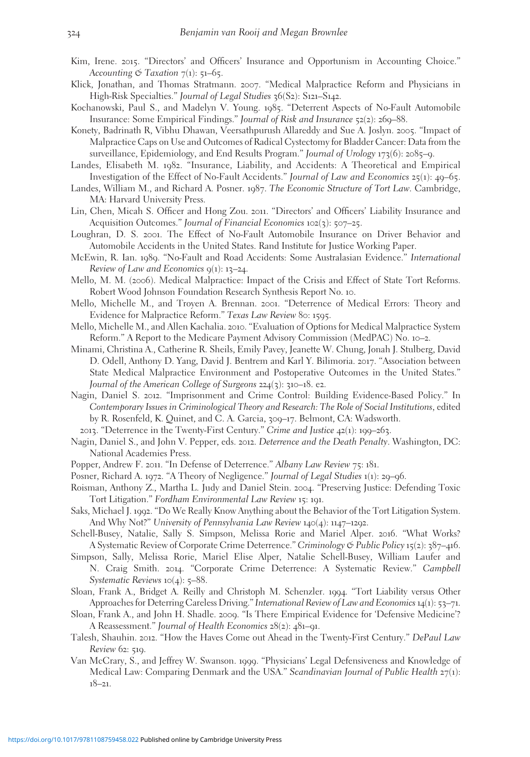Kim, Irene. 2015. "Directors' and Officers' Insurance and Opportunism in Accounting Choice." *Accounting & Taxation* 7(1): 51–65.

Klick, Jonathan, and Thomas Stratmann. 2007. "Medical Malpractice Reform and Physicians in High-Risk Specialties." *Journal of Legal Studies* 36(S2): S121–S142.

Kochanowski, Paul S., and Madelyn V. Young. 1985. "Deterrent Aspects of No-Fault Automobile Insurance: Some Empirical Findings." *Journal of Risk and Insurance* 52(2): 269–88.

Konety, Badrinath R, Vibhu Dhawan, Veersathpurush Allareddy and Sue A. Joslyn. 2005. "Impact of Malpractice Caps on Use and Outcomes of Radical Cystectomy for Bladder Cancer: Data from the surveillance, Epidemiology, and End Results Program." *Journal of Urology* 173(6): 2085–9.

Landes, Elisabeth M. 1982. "Insurance, Liability, and Accidents: A Theoretical and Empirical Investigation of the Effect of No-Fault Accidents." *Journal of Law and Economics* 25(1): 49–65.

Landes, William M., and Richard A. Posner. 1987. *The Economic Structure of Tort Law*. Cambridge, MA: Harvard University Press.

Lin, Chen, Micah S. Officer and Hong Zou. 2011. "Directors' and Officers' Liability Insurance and Acquisition Outcomes." *Journal of Financial Economics* 102(3): 507–25.

Loughran, D. S. 2001. The Effect of No-Fault Automobile Insurance on Driver Behavior and Automobile Accidents in the United States. Rand Institute for Justice Working Paper.

McEwin, R. Ian. 1989. "No-Fault and Road Accidents: Some Australasian Evidence." *International Review of Law and Economics* 9(1): 13–24.

Mello, M. M. (2006). Medical Malpractice: Impact of the Crisis and Effect of State Tort Reforms. Robert Wood Johnson Foundation Research Synthesis Report No. 10.

Mello, Michelle M., and Troyen A. Brennan. 2001. "Deterrence of Medical Errors: Theory and Evidence for Malpractice Reform." *Texas Law Review* 80: 1595.

Mello, Michelle M., and Allen Kachalia. 2010. "Evaluation of Options for Medical Malpractice System Reform." A Report to the Medicare Payment Advisory Commission (MedPAC) No. 10–2.

Minami, Christina A., Catherine R. Sheils, Emily Pavey, Jeanette W. Chung, Jonah J. Stulberg, David D. Odell, Anthony D. Yang, David J. Bentrem and Karl Y. Bilimoria. 2017. "Association between State Medical Malpractice Environment and Postoperative Outcomes in the United States." *Journal of the American College of Surgeons* 224(3): 310–18. e2.

Nagin, Daniel S. 2012. "Imprisonment and Crime Control: Building Evidence-Based Policy." In *Contemporary Issues in Criminological Theory and Research: The Role of Social Institutions*, edited by R. Rosenfeld, K. Quinet, and C. A. Garcia, 309–17. Belmont, CA: Wadsworth.

2013. "Deterrence in the Twenty-First Century." *Crime and Justice* 42(1): 199–263.

Nagin, Daniel S., and John V. Pepper, eds. 2012. *Deterrence and the Death Penalty*. Washington, DC: National Academies Press.

Popper, Andrew F. 2011. "In Defense of Deterrence." *Albany Law Review* 75: 181.

Posner, Richard A. 1972. "A Theory of Negligence." *Journal of Legal Studies* 1(1): 29–96.

Roisman, Anthony Z., Martha L. Judy and Daniel Stein. 2004. "Preserving Justice: Defending Toxic Tort Litigation." *Fordham Environmental Law Review* 15: 191.

Saks, Michael J. 1992. "Do We Really Know Anything about the Behavior of the Tort Litigation System. And Why Not?" *University of Pennsylvania Law Review* 140(4): 1147–1292.

Schell-Busey, Natalie, Sally S. Simpson, Melissa Rorie and Mariel Alper. 2016. "What Works? A Systematic Review of Corporate Crime Deterrence." *Criminology & Public Policy* 15(2): 387–416.

Simpson, Sally, Melissa Rorie, Mariel Elise Alper, Natalie Schell-Busey, William Laufer and N. Craig Smith. 2014. "Corporate Crime Deterrence: A Systematic Review." *Campbell Systematic Reviews* 10(4): 5–88.

Sloan, Frank A., Bridget A. Reilly and Christoph M. Schenzler. 1994. "Tort Liability versus Other Approaches for Deterring Careless Driving." *International Review of Law and Economics* 14(1): 53–71.

Sloan, Frank A., and John H. Shadle. 2009. "Is There Empirical Evidence for 'Defensive Medicine'? A Reassessment." *Journal of Health Economics* 28(2): 481–91.

Talesh, Shauhin. 2012. "How the Haves Come out Ahead in the Twenty-First Century." *DePaul Law Review* 62: 519.

Van McCrary, S., and Jeffrey W. Swanson. 1999. "Physicians' Legal Defensiveness and Knowledge of Medical Law: Comparing Denmark and the USA." *Scandinavian Journal of Public Health* 27(1): 18–21.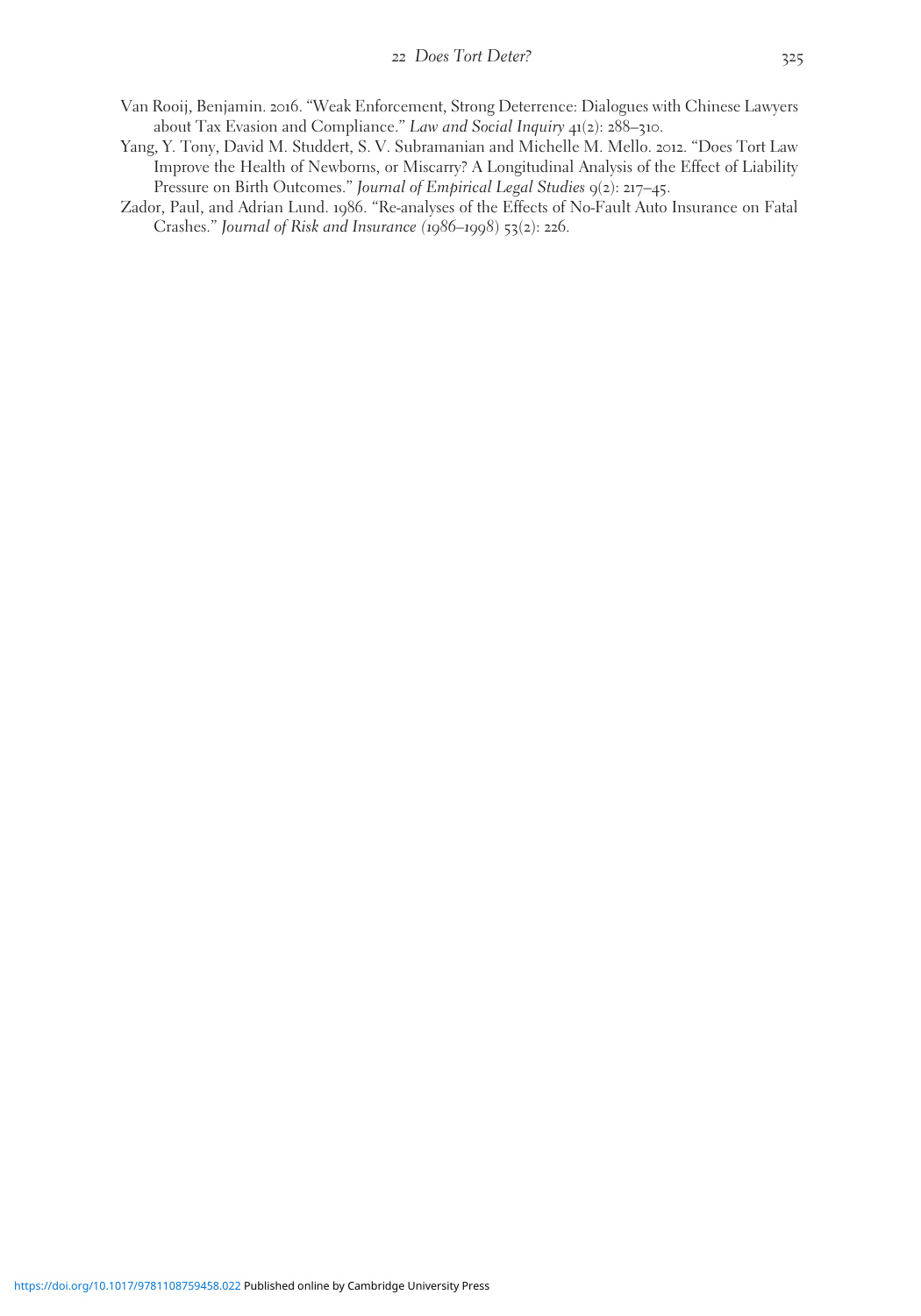Van Rooij, Benjamin. 2016. "Weak Enforcement, Strong Deterrence: Dialogues with Chinese Lawyers about Tax Evasion and Compliance." *Law and Social Inquiry* 41(2): 288–310.

Yang, Y. Tony, David M. Studdert, S. V. Subramanian and Michelle M. Mello. 2012. "Does Tort Law Improve the Health of Newborns, or Miscarry? A Longitudinal Analysis of the Effect of Liability Pressure on Birth Outcomes." *Journal of Empirical Legal Studies* 9(2): 217–45.

Zador, Paul, and Adrian Lund. 1986. "Re-analyses of the Effects of No-Fault Auto Insurance on Fatal Crashes." *Journal of Risk and Insurance (1986–1998)* 53(2): 226.